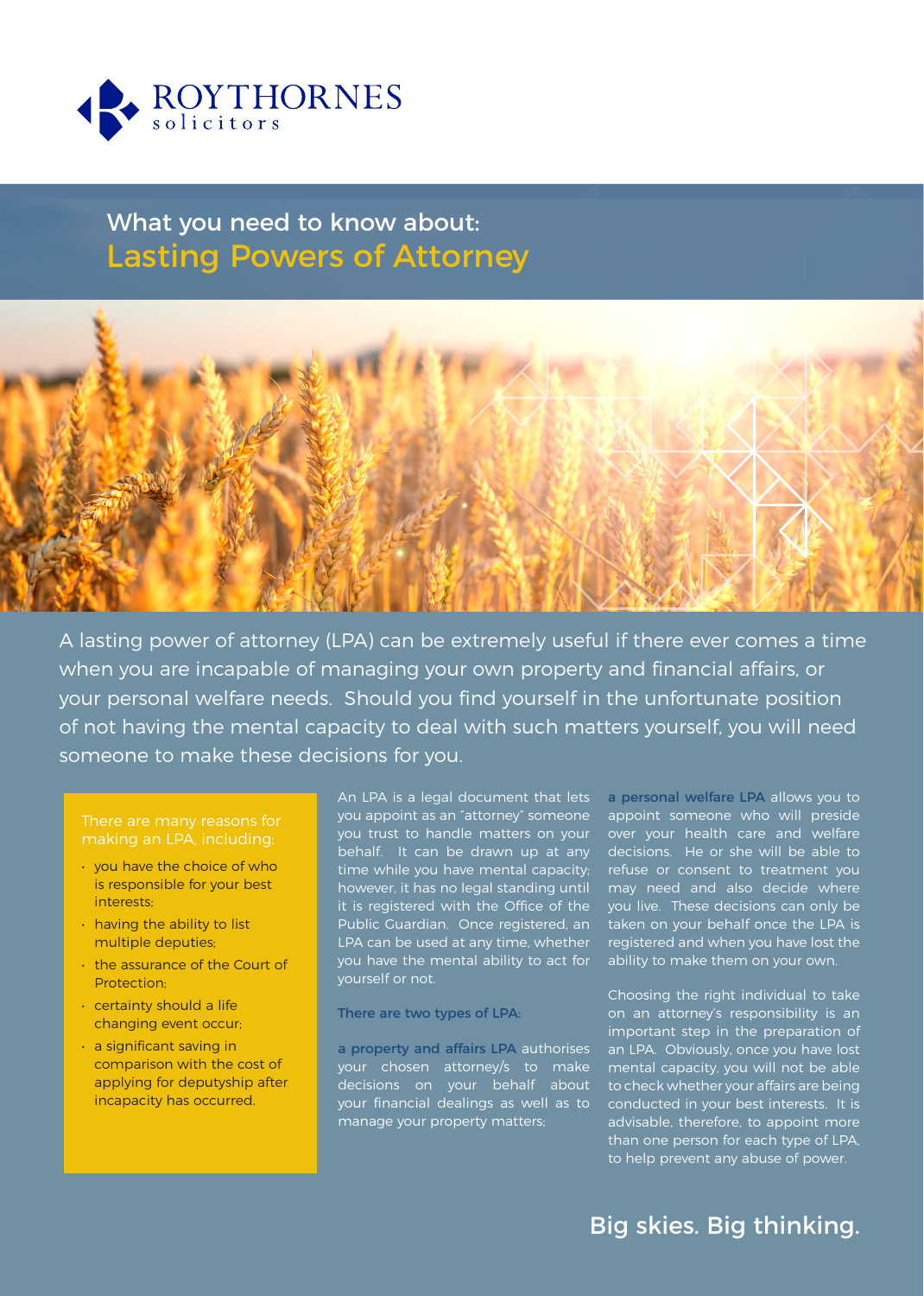ROYTHORNES solicitors

# What you need to know about: Lasting Powers of Attorney

A lasting power of attorney (LPA) can be extremely useful if there ever comes a time when you are incapable of managing your own property and financial affairs, or your personal welfare needs. Should you find yourself in the unfortunate position of not having the mental capacity to deal with such matters yourself, you will need someone to make these decisions for you.

There are many reasons for making an LPA, including:

- you have the choice of who is responsible for your best interests;
- having the ability to list multiple deputies;
- the assurance of the Court of Protection;
- certainty should a life changing event occur;
- a significant saving in comparison with the cost of applying for deputyship after incapacity has occurred.

An LPA is a legal document that lets you appoint as an "attorney" someone you trust to handle matters on your behalf. It can be drawn up at any time while you have mental capacity; however, it has no legal standing until it is registered with the Office of the Public Guardian. Once registered, an LPA can be used at any time, whether you have the mental ability to act for yourself or not.

There are two types of LPA:

**a property and affairs LPA** authorises your chosen attorney/s to make decisions on your behalf about your financial dealings as well as to manage your property matters;

**a personal welfare LPA** allows you to appoint someone who will preside over your health care and welfare decisions. He or she will be able to refuse or consent to treatment you may need and also decide where you live. These decisions can only be taken on your behalf once the LPA is registered and when you have lost the ability to make them on your own.

Choosing the right individual to take on an attorney's responsibility is an important step in the preparation of an LPA. Obviously, once you have lost mental capacity, you will not be able to check whether your affairs are being conducted in your best interests. It is advisable, therefore, to appoint more than one person for each type of LPA, to help prevent any abuse of power.

Big skies. Big thinking.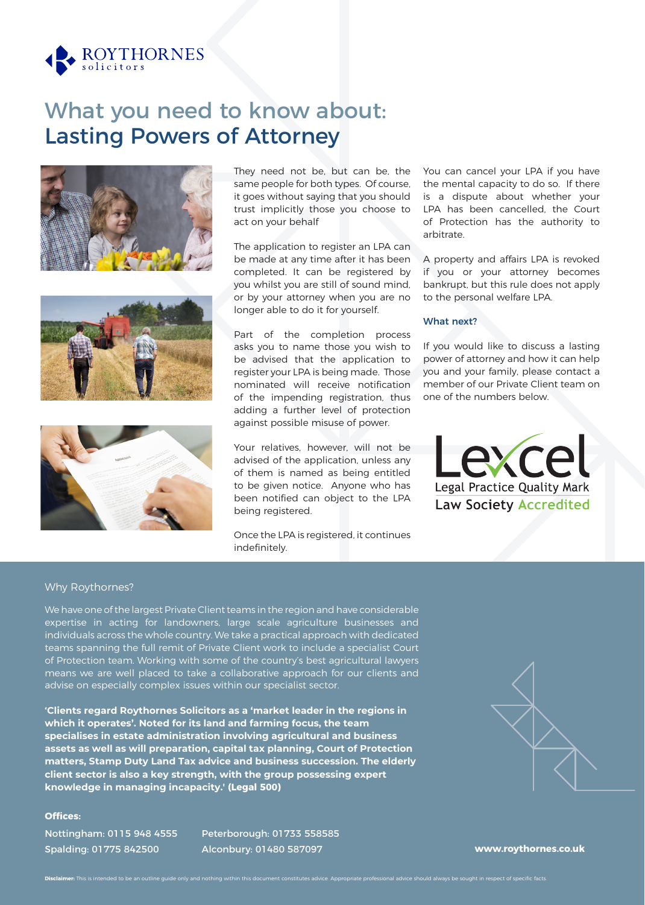ROYTHORNES solicitors

# What you need to know about: Lasting Powers of Attorney

They need not be, but can be, the same people for both types. Of course, it goes without saying that you should trust implicitly those you choose to act on your behalf

The application to register an LPA can be made at any time after it has been completed. It can be registered by you whilst you are still of sound mind, or by your attorney when you are no longer able to do it for yourself.

Part of the completion process asks you to name those you wish to be advised that the application to register your LPA is being made. Those nominated will receive notification of the impending registration, thus adding a further level of protection against possible misuse of power.

Your relatives, however, will not be advised of the application, unless any of them is named as being entitled to be given notice. Anyone who has been notified can object to the LPA being registered.

Once the LPA is registered, it continues indefinitely.

You can cancel your LPA if you have the mental capacity to do so. If there is a dispute about whether your LPA has been cancelled, the Court of Protection has the authority to arbitrate.

A property and affairs LPA is revoked if you or your attorney becomes bankrupt, but this rule does not apply to the personal welfare LPA.

### What next?

If you would like to discuss a lasting power of attorney and how it can help you and your family, please contact a member of our Private Client team on one of the numbers below.

Lexcel
Legal Practice Quality Mark
Law Society Accredited

## Why Roythornes?

We have one of the largest Private Client teams in the region and have considerable expertise in acting for landowners, large scale agriculture businesses and individuals across the whole country. We take a practical approach with dedicated teams spanning the full remit of Private Client work to include a specialist Court of Protection team. Working with some of the country's best agricultural lawyers means we are well placed to take a collaborative approach for our clients and advise on especially complex issues within our specialist sector.

**'Clients regard Roythornes Solicitors as a 'market leader in the regions in which it operates'. Noted for its land and farming focus, the team specialises in estate administration involving agricultural and business assets as well as will preparation, capital tax planning, Court of Protection matters, Stamp Duty Land Tax advice and business succession. The elderly client sector is also a key strength, with the group possessing expert knowledge in managing incapacity.' (Legal 500)**

**Offices:**

Nottingham: 0115 948 4555
Spalding: 01775 842500
Peterborough: 01733 558585
Alconbury: 01480 587097

**www.roythornes.co.uk**

**Disclaimer:** This is intended to be an outline guide only and nothing within this document constitutes advice. Appropriate professional advice should always be sought in respect of specific facts.